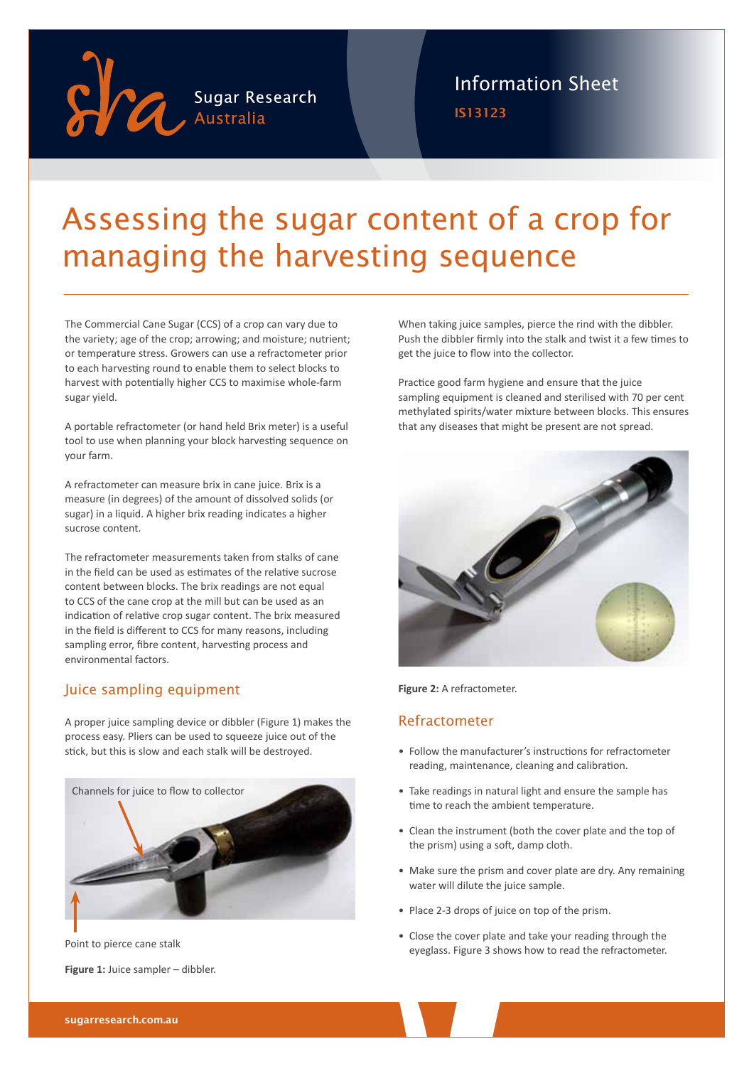Sugar Research Australia

Information Sheet

IS13123

# Assessing the sugar content of a crop for managing the harvesting sequence

The Commercial Cane Sugar (CCS) of a crop can vary due to the variety; age of the crop; arrowing; and moisture; nutrient; or temperature stress. Growers can use a refractometer prior to each harvesting round to enable them to select blocks to harvest with potentially higher CCS to maximise whole-farm sugar yield.

A portable refractometer (or hand held Brix meter) is a useful tool to use when planning your block harvesting sequence on your farm.

A refractometer can measure brix in cane juice. Brix is a measure (in degrees) of the amount of dissolved solids (or sugar) in a liquid. A higher brix reading indicates a higher sucrose content.

The refractometer measurements taken from stalks of cane in the field can be used as estimates of the relative sucrose content between blocks. The brix readings are not equal to CCS of the cane crop at the mill but can be used as an indication of relative crop sugar content. The brix measured in the field is different to CCS for many reasons, including sampling error, fibre content, harvesting process and environmental factors.

## Juice sampling equipment

A proper juice sampling device or dibbler (Figure 1) makes the process easy. Pliers can be used to squeeze juice out of the stick, but this is slow and each stalk will be destroyed.

Channels for juice to flow to collector

Point to pierce cane stalk

**Figure 1:** Juice sampler – dibbler.

When taking juice samples, pierce the rind with the dibbler. Push the dibbler firmly into the stalk and twist it a few times to get the juice to flow into the collector.

Practice good farm hygiene and ensure that the juice sampling equipment is cleaned and sterilised with 70 per cent methylated spirits/water mixture between blocks. This ensures that any diseases that might be present are not spread.

**Figure 2:** A refractometer.

## Refractometer

- Follow the manufacturer's instructions for refractometer reading, maintenance, cleaning and calibration.
- Take readings in natural light and ensure the sample has time to reach the ambient temperature.
- Clean the instrument (both the cover plate and the top of the prism) using a soft, damp cloth.
- Make sure the prism and cover plate are dry. Any remaining water will dilute the juice sample.
- Place 2-3 drops of juice on top of the prism.
- Close the cover plate and take your reading through the eyeglass. Figure 3 shows how to read the refractometer.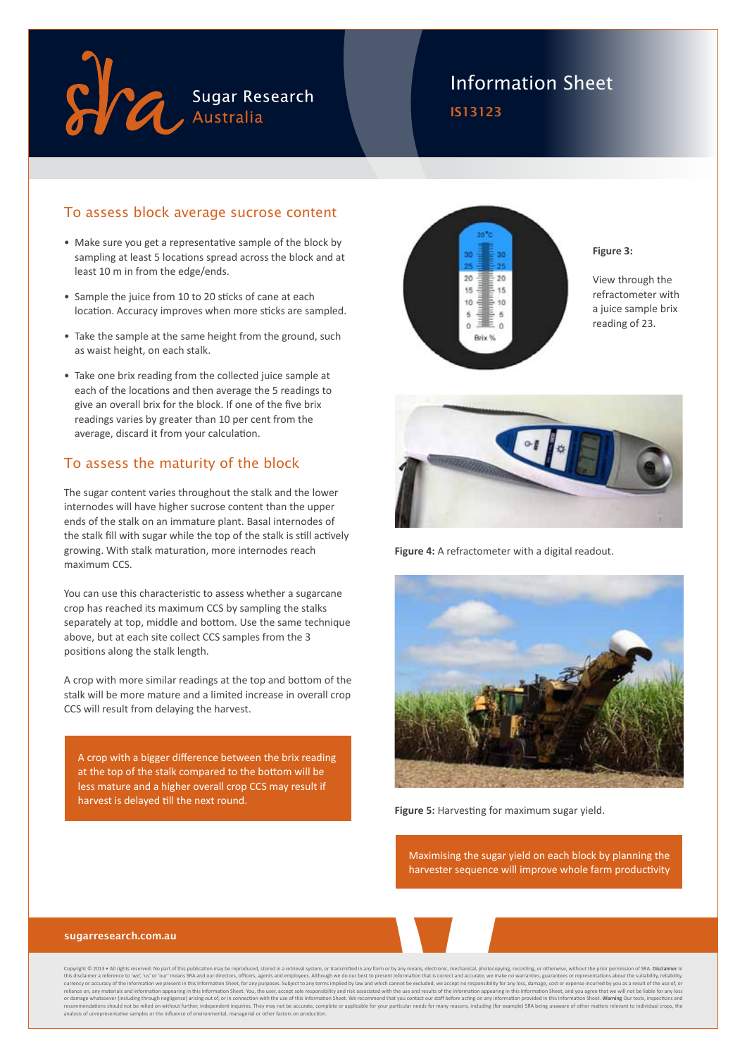## To assess block average sucrose content

- Make sure you get a representative sample of the block by sampling at least 5 locations spread across the block and at least 10 m in from the edge/ends.
- Sample the juice from 10 to 20 sticks of cane at each location. Accuracy improves when more sticks are sampled.
- Take the sample at the same height from the ground, such as waist height, on each stalk.
- Take one brix reading from the collected juice sample at each of the locations and then average the 5 readings to give an overall brix for the block. If one of the five brix readings varies by greater than 10 per cent from the average, discard it from your calculation.

## To assess the maturity of the block

The sugar content varies throughout the stalk and the lower internodes will have higher sucrose content than the upper ends of the stalk on an immature plant. Basal internodes of the stalk fill with sugar while the top of the stalk is still actively growing. With stalk maturation, more internodes reach maximum CCS.

You can use this characteristic to assess whether a sugarcane crop has reached its maximum CCS by sampling the stalks separately at top, middle and bottom. Use the same technique above, but at each site collect CCS samples from the 3 positions along the stalk length.

A crop with more similar readings at the top and bottom of the stalk will be more mature and a limited increase in overall crop CCS will result from delaying the harvest.

A crop with a bigger difference between the brix reading at the top of the stalk compared to the bottom will be less mature and a higher overall crop CCS may result if harvest is delayed till the next round.

**Figure 3:**

View through the refractometer with a juice sample brix reading of 23.

**Figure 4:** A refractometer with a digital readout.

**Figure 5:** Harvesting for maximum sugar yield.

Maximising the sugar yield on each block by planning the harvester sequence will improve whole farm productivity

**sugarresearch.com.au**

Copyright © 2013 • All rights reserved. No part of this publication may be reproduced, stored in a retrieval system, or transmitted in any form or by any means, electronic, mechanical, photocopying, recording, or otherwise, without the prior permission of SRA. **Disclaimer** In this disclaimer a reference to 'we', 'us' or 'our' means SRA and our directors, officers, agents and employees. Although we do our best to present information that is correct and accurate, we make no warranties, guarantees or representations about the suitability, reliability, currency or accuracy of the information we present in this Information Sheet, for any purposes. Subject to any terms implied by law and which cannot be excluded, we accept no responsibility for any loss, damage, cost or expense incurred by you as a result of the use of, or reliance on, any materials and information appearing in this Information Sheet. You, the user, accept sole responsibility and risk associated with the use and results of the information appearing in this Information Sheet, and you agree that we will not be liable for any loss or damage whatsoever (including through negligence) arising out of, or in connection with the use of this Information Sheet. We recommend that you contact our staff before acting on any information provided in this Information Sheet. **Warning** Our tests, inspections and recommendations should not be relied on without further, independent inquiries. They may not be accurate, complete or applicable for your particular needs for many reasons, including (for example) SRA being unaware of other matters relevant to individual crops, the analysis of unrepresentative samples or the influence of environmental, managerial or other factors on production.